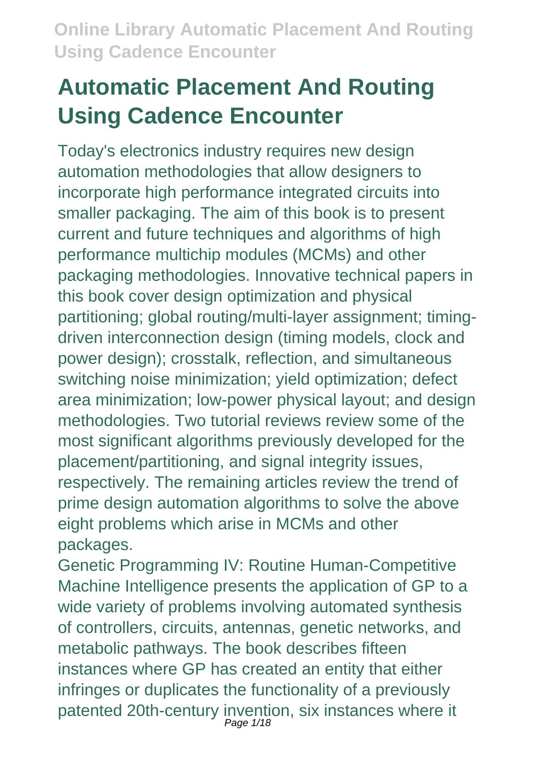# Automatic Placement And Routing Using Cadence Encounter

Today's electronics industry requires new design automation methodologies that allow designers to incorporate high performance integrated circuits into smaller packaging. The aim of this book is to present current and future techniques and algorithms of high performance multichip modules (MCMs) and other packaging methodologies. Innovative technical papers in this book cover design optimization and physical partitioning; global routing/multi-layer assignment; timing-driven interconnection design (timing models, clock and power design); crosstalk, reflection, and simultaneous switching noise minimization; yield optimization; defect area minimization; low-power physical layout; and design methodologies. Two tutorial reviews review some of the most significant algorithms previously developed for the placement/partitioning, and signal integrity issues, respectively. The remaining articles review the trend of prime design automation algorithms to solve the above eight problems which arise in MCMs and other packages.

Genetic Programming IV: Routine Human-Competitive Machine Intelligence presents the application of GP to a wide variety of problems involving automated synthesis of controllers, circuits, antennas, genetic networks, and metabolic pathways. The book describes fifteen instances where GP has created an entity that either infringes or duplicates the functionality of a previously patented 20th-century invention, six instances where it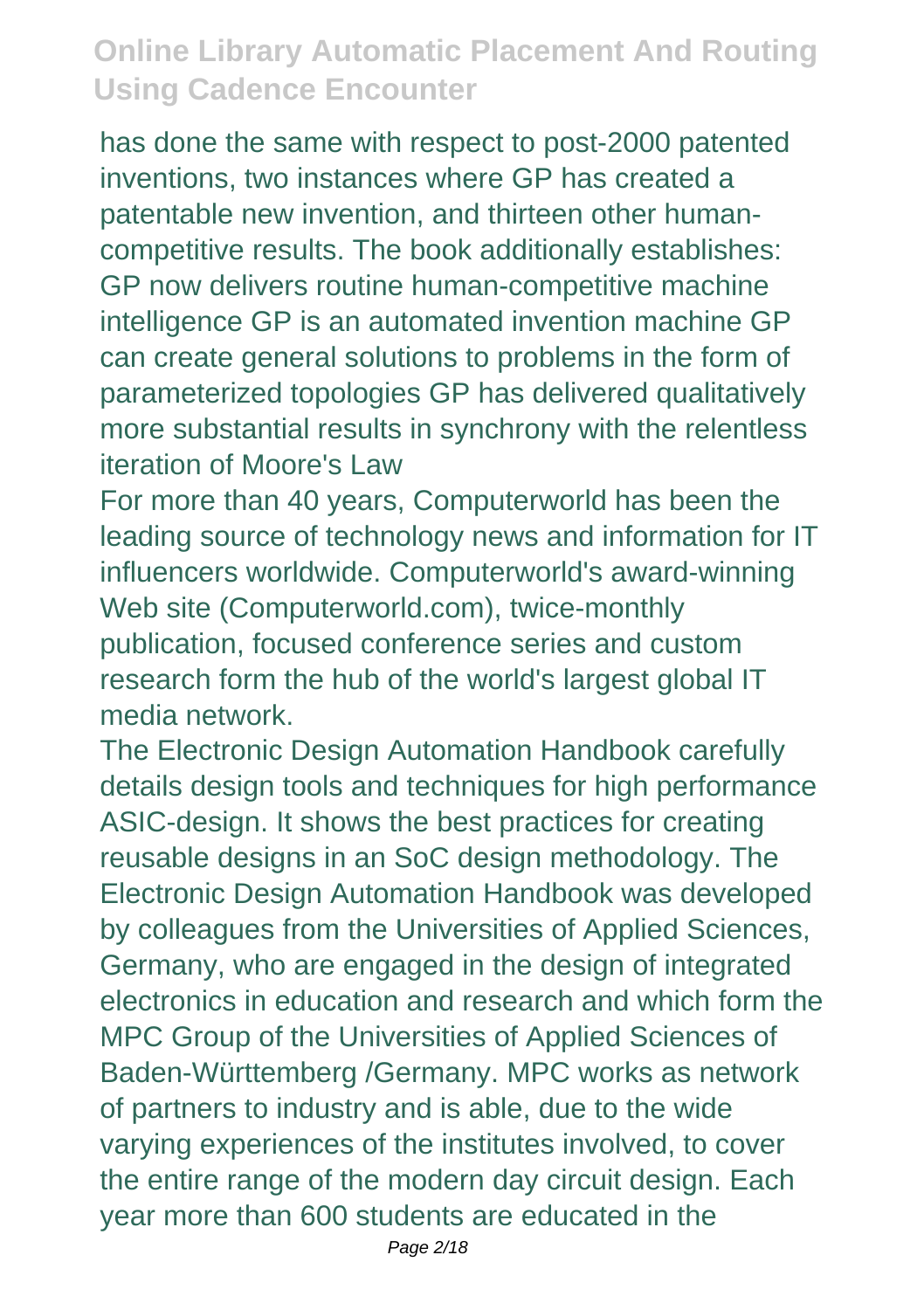has done the same with respect to post-2000 patented inventions, two instances where GP has created a patentable new invention, and thirteen other human-competitive results. The book additionally establishes: GP now delivers routine human-competitive machine intelligence GP is an automated invention machine GP can create general solutions to problems in the form of parameterized topologies GP has delivered qualitatively more substantial results in synchrony with the relentless iteration of Moore's Law

For more than 40 years, Computerworld has been the leading source of technology news and information for IT influencers worldwide. Computerworld's award-winning Web site (Computerworld.com), twice-monthly publication, focused conference series and custom research form the hub of the world's largest global IT media network.

The Electronic Design Automation Handbook carefully details design tools and techniques for high performance ASIC-design. It shows the best practices for creating reusable designs in an SoC design methodology. The Electronic Design Automation Handbook was developed by colleagues from the Universities of Applied Sciences, Germany, who are engaged in the design of integrated electronics in education and research and which form the MPC Group of the Universities of Applied Sciences of Baden-Württemberg /Germany. MPC works as network of partners to industry and is able, due to the wide varying experiences of the institutes involved, to cover the entire range of the modern day circuit design. Each year more than 600 students are educated in the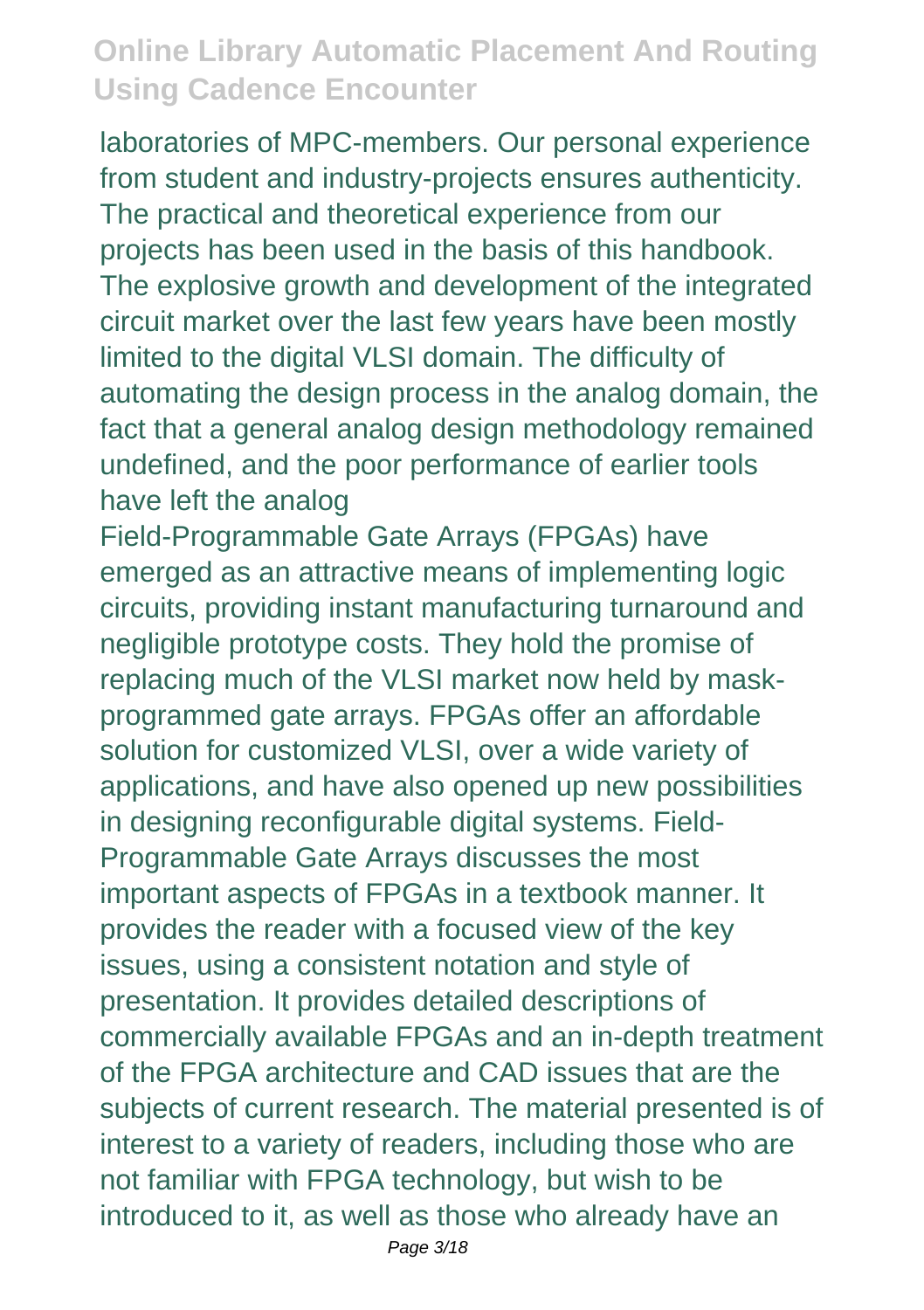laboratories of MPC-members. Our personal experience from student and industry-projects ensures authenticity. The practical and theoretical experience from our projects has been used in the basis of this handbook. The explosive growth and development of the integrated circuit market over the last few years have been mostly limited to the digital VLSI domain. The difficulty of automating the design process in the analog domain, the fact that a general analog design methodology remained undefined, and the poor performance of earlier tools have left the analog

Field-Programmable Gate Arrays (FPGAs) have emerged as an attractive means of implementing logic circuits, providing instant manufacturing turnaround and negligible prototype costs. They hold the promise of replacing much of the VLSI market now held by mask-programmed gate arrays. FPGAs offer an affordable solution for customized VLSI, over a wide variety of applications, and have also opened up new possibilities in designing reconfigurable digital systems. Field-Programmable Gate Arrays discusses the most important aspects of FPGAs in a textbook manner. It provides the reader with a focused view of the key issues, using a consistent notation and style of presentation. It provides detailed descriptions of commercially available FPGAs and an in-depth treatment of the FPGA architecture and CAD issues that are the subjects of current research. The material presented is of interest to a variety of readers, including those who are not familiar with FPGA technology, but wish to be introduced to it, as well as those who already have an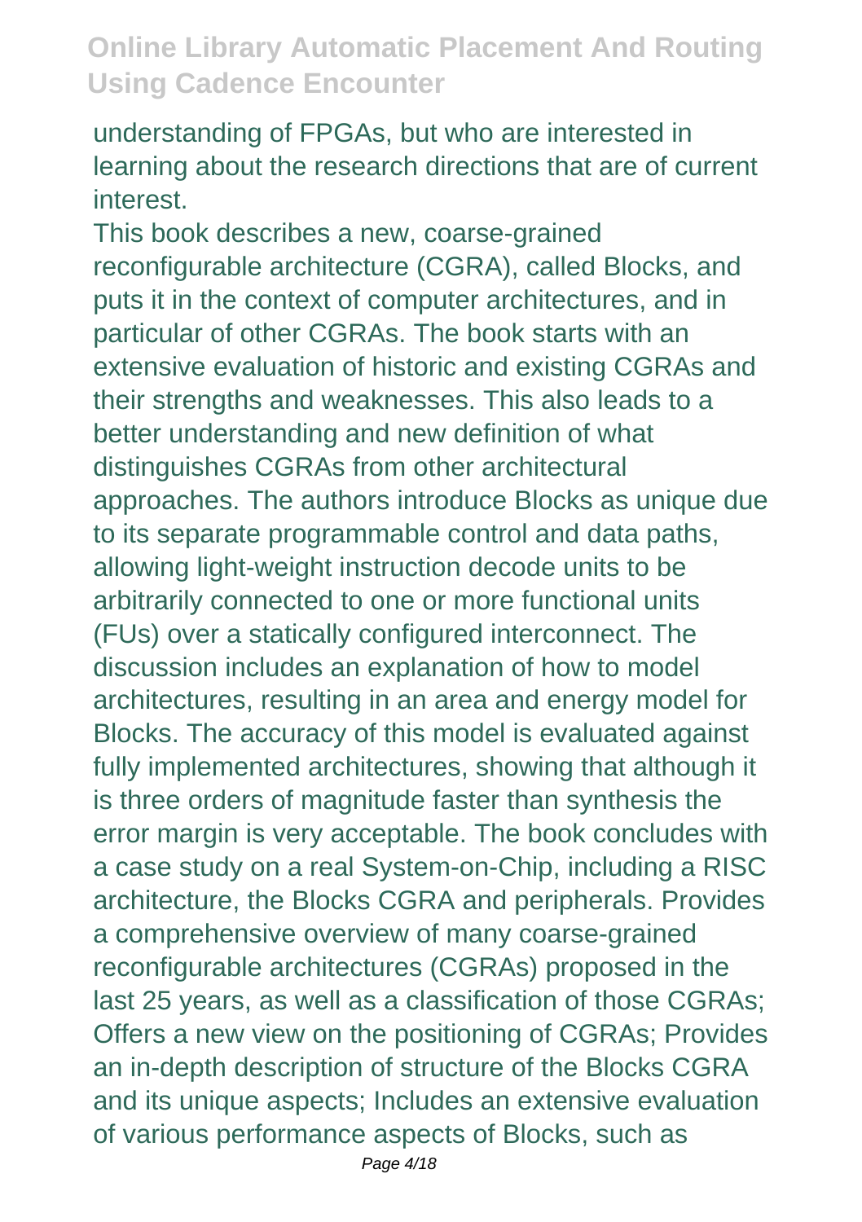understanding of FPGAs, but who are interested in learning about the research directions that are of current interest.

This book describes a new, coarse-grained reconfigurable architecture (CGRA), called Blocks, and puts it in the context of computer architectures, and in particular of other CGRAs. The book starts with an extensive evaluation of historic and existing CGRAs and their strengths and weaknesses. This also leads to a better understanding and new definition of what distinguishes CGRAs from other architectural approaches. The authors introduce Blocks as unique due to its separate programmable control and data paths, allowing light-weight instruction decode units to be arbitrarily connected to one or more functional units (FUs) over a statically configured interconnect. The discussion includes an explanation of how to model architectures, resulting in an area and energy model for Blocks. The accuracy of this model is evaluated against fully implemented architectures, showing that although it is three orders of magnitude faster than synthesis the error margin is very acceptable. The book concludes with a case study on a real System-on-Chip, including a RISC architecture, the Blocks CGRA and peripherals. Provides a comprehensive overview of many coarse-grained reconfigurable architectures (CGRAs) proposed in the last 25 years, as well as a classification of those CGRAs; Offers a new view on the positioning of CGRAs; Provides an in-depth description of structure of the Blocks CGRA and its unique aspects; Includes an extensive evaluation of various performance aspects of Blocks, such as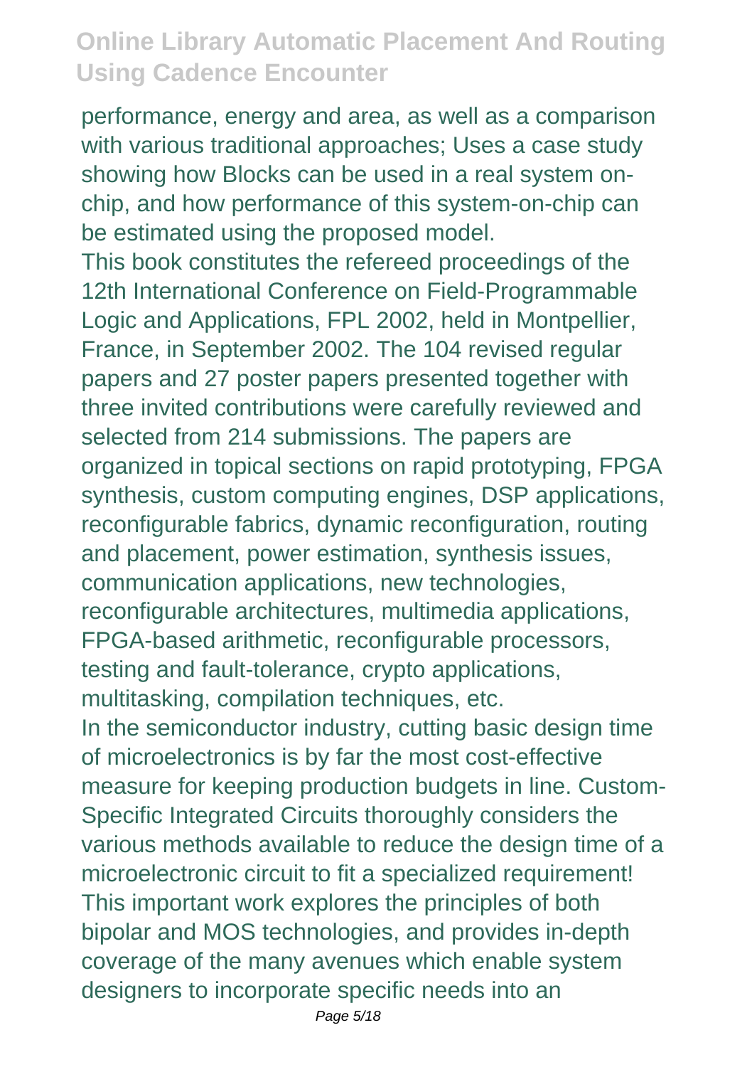performance, energy and area, as well as a comparison with various traditional approaches; Uses a case study showing how Blocks can be used in a real system on-chip, and how performance of this system-on-chip can be estimated using the proposed model.

This book constitutes the refereed proceedings of the 12th International Conference on Field-Programmable Logic and Applications, FPL 2002, held in Montpellier, France, in September 2002. The 104 revised regular papers and 27 poster papers presented together with three invited contributions were carefully reviewed and selected from 214 submissions. The papers are organized in topical sections on rapid prototyping, FPGA synthesis, custom computing engines, DSP applications, reconfigurable fabrics, dynamic reconfiguration, routing and placement, power estimation, synthesis issues, communication applications, new technologies, reconfigurable architectures, multimedia applications, FPGA-based arithmetic, reconfigurable processors, testing and fault-tolerance, crypto applications, multitasking, compilation techniques, etc.

In the semiconductor industry, cutting basic design time of microelectronics is by far the most cost-effective measure for keeping production budgets in line. Custom-Specific Integrated Circuits thoroughly considers the various methods available to reduce the design time of a microelectronic circuit to fit a specialized requirement! This important work explores the principles of both bipolar and MOS technologies, and provides in-depth coverage of the many avenues which enable system designers to incorporate specific needs into an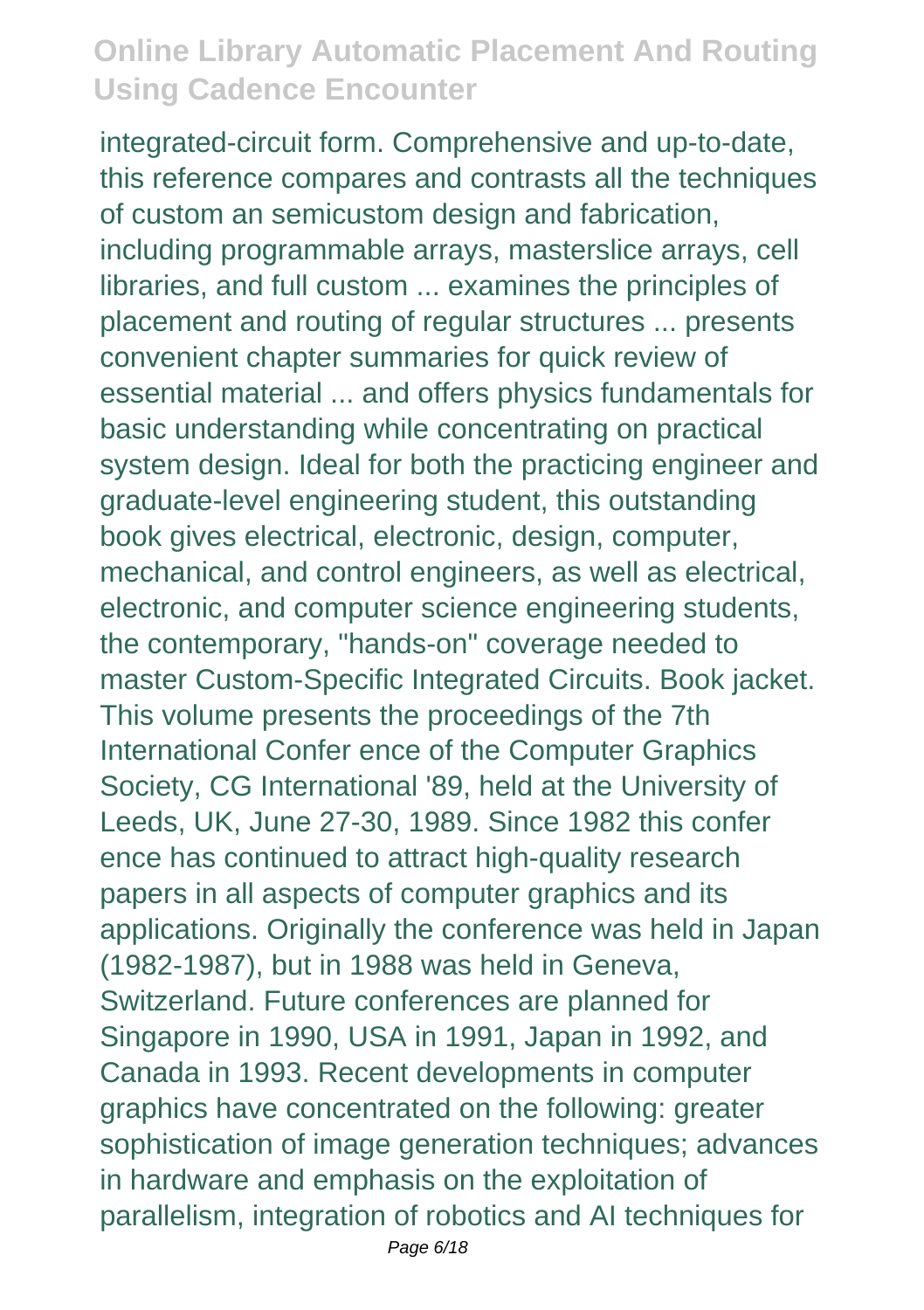integrated-circuit form. Comprehensive and up-to-date, this reference compares and contrasts all the techniques of custom an semicustom design and fabrication, including programmable arrays, masterslice arrays, cell libraries, and full custom ... examines the principles of placement and routing of regular structures ... presents convenient chapter summaries for quick review of essential material ... and offers physics fundamentals for basic understanding while concentrating on practical system design. Ideal for both the practicing engineer and graduate-level engineering student, this outstanding book gives electrical, electronic, design, computer, mechanical, and control engineers, as well as electrical, electronic, and computer science engineering students, the contemporary, "hands-on" coverage needed to master Custom-Specific Integrated Circuits. Book jacket. This volume presents the proceedings of the 7th International Confer ence of the Computer Graphics Society, CG International '89, held at the University of Leeds, UK, June 27-30, 1989. Since 1982 this confer ence has continued to attract high-quality research papers in all aspects of computer graphics and its applications. Originally the conference was held in Japan (1982-1987), but in 1988 was held in Geneva, Switzerland. Future conferences are planned for Singapore in 1990, USA in 1991, Japan in 1992, and Canada in 1993. Recent developments in computer graphics have concentrated on the following: greater sophistication of image generation techniques; advances in hardware and emphasis on the exploitation of parallelism, integration of robotics and AI techniques for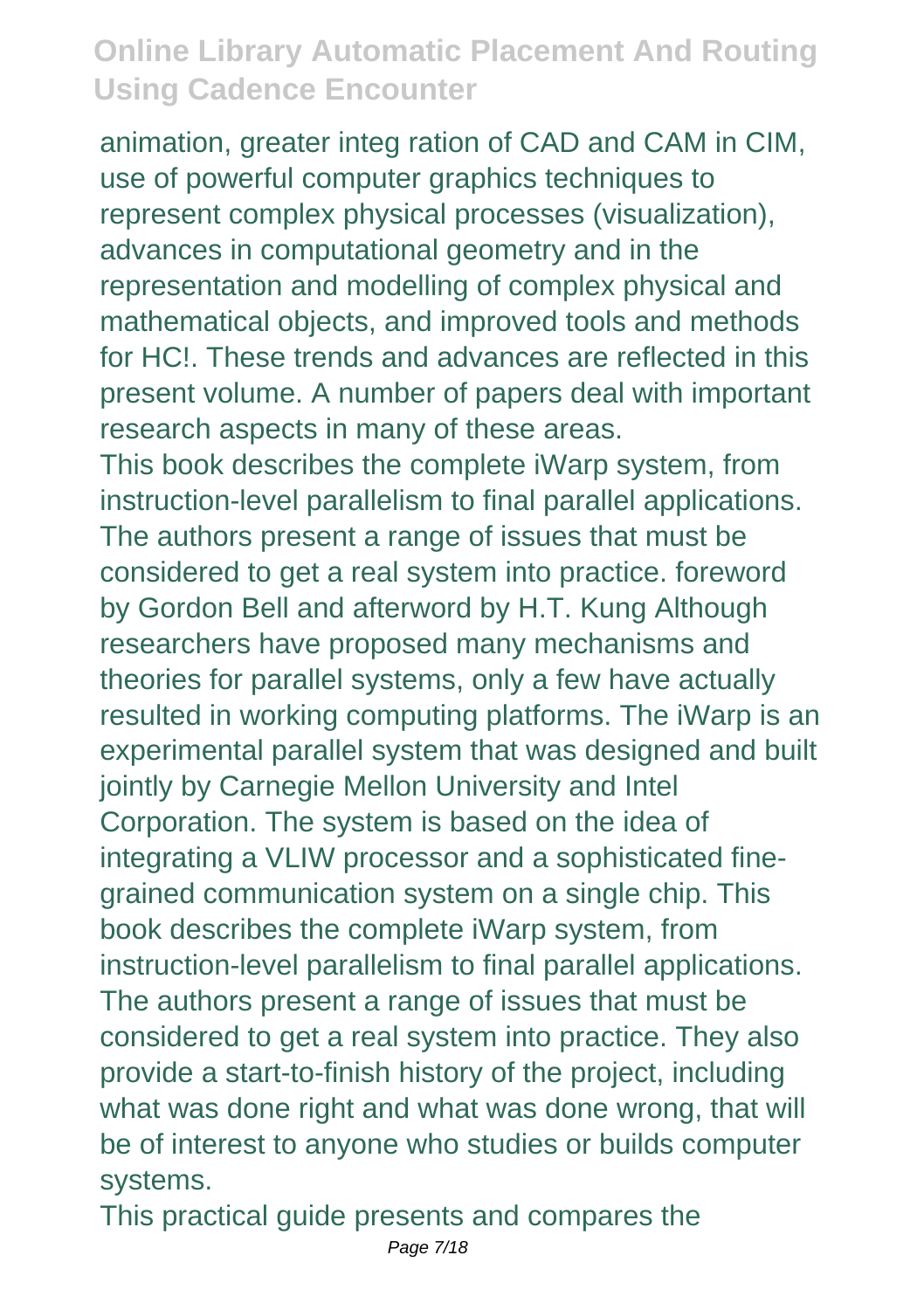animation, greater integ ration of CAD and CAM in CIM, use of powerful computer graphics techniques to represent complex physical processes (visualization), advances in computational geometry and in the representation and modelling of complex physical and mathematical objects, and improved tools and methods for HC!. These trends and advances are reflected in this present volume. A number of papers deal with important research aspects in many of these areas.

This book describes the complete iWarp system, from instruction-level parallelism to final parallel applications. The authors present a range of issues that must be considered to get a real system into practice. foreword by Gordon Bell and afterword by H.T. Kung Although researchers have proposed many mechanisms and theories for parallel systems, only a few have actually resulted in working computing platforms. The iWarp is an experimental parallel system that was designed and built jointly by Carnegie Mellon University and Intel Corporation. The system is based on the idea of integrating a VLIW processor and a sophisticated fine-grained communication system on a single chip. This book describes the complete iWarp system, from instruction-level parallelism to final parallel applications. The authors present a range of issues that must be considered to get a real system into practice. They also provide a start-to-finish history of the project, including what was done right and what was done wrong, that will be of interest to anyone who studies or builds computer systems.

This practical guide presents and compares the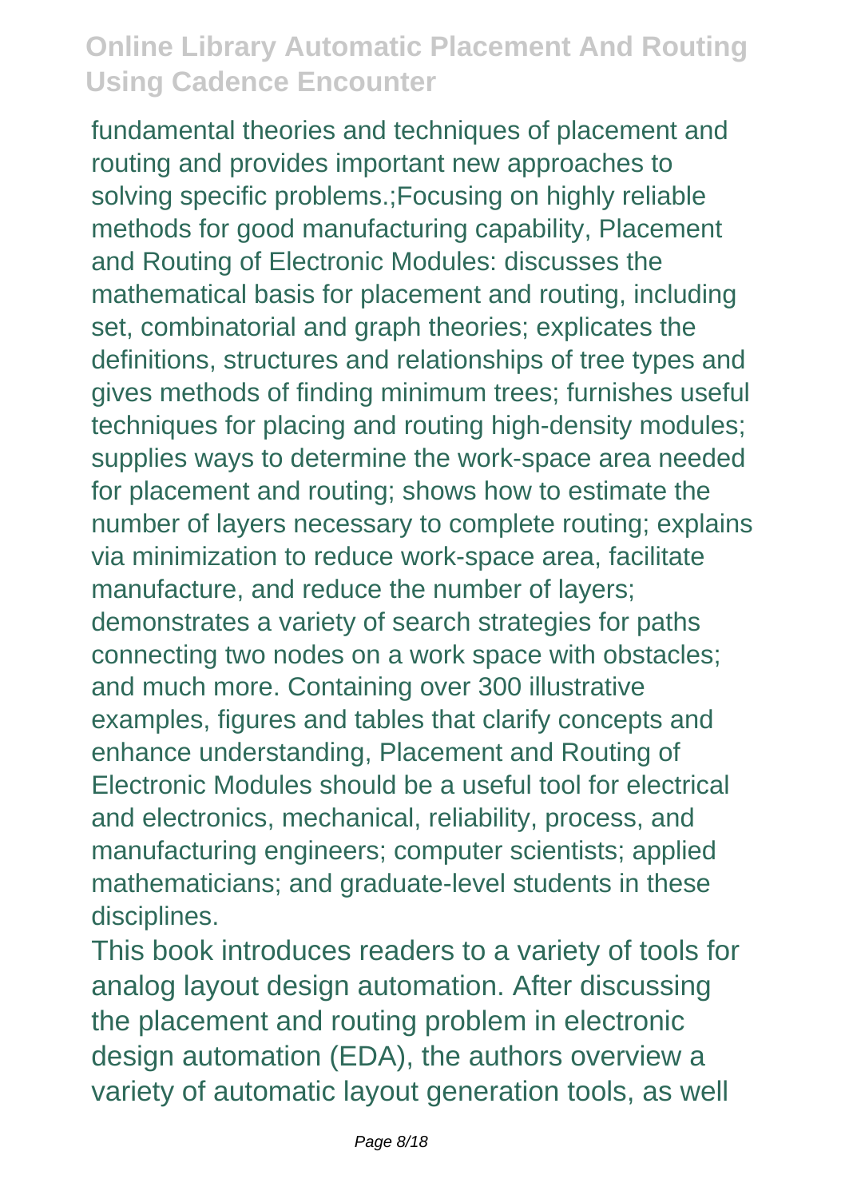fundamental theories and techniques of placement and routing and provides important new approaches to solving specific problems.;Focusing on highly reliable methods for good manufacturing capability, Placement and Routing of Electronic Modules: discusses the mathematical basis for placement and routing, including set, combinatorial and graph theories; explicates the definitions, structures and relationships of tree types and gives methods of finding minimum trees; furnishes useful techniques for placing and routing high-density modules; supplies ways to determine the work-space area needed for placement and routing; shows how to estimate the number of layers necessary to complete routing; explains via minimization to reduce work-space area, facilitate manufacture, and reduce the number of layers; demonstrates a variety of search strategies for paths connecting two nodes on a work space with obstacles; and much more. Containing over 300 illustrative examples, figures and tables that clarify concepts and enhance understanding, Placement and Routing of Electronic Modules should be a useful tool for electrical and electronics, mechanical, reliability, process, and manufacturing engineers; computer scientists; applied mathematicians; and graduate-level students in these disciplines.

This book introduces readers to a variety of tools for analog layout design automation. After discussing the placement and routing problem in electronic design automation (EDA), the authors overview a variety of automatic layout generation tools, as well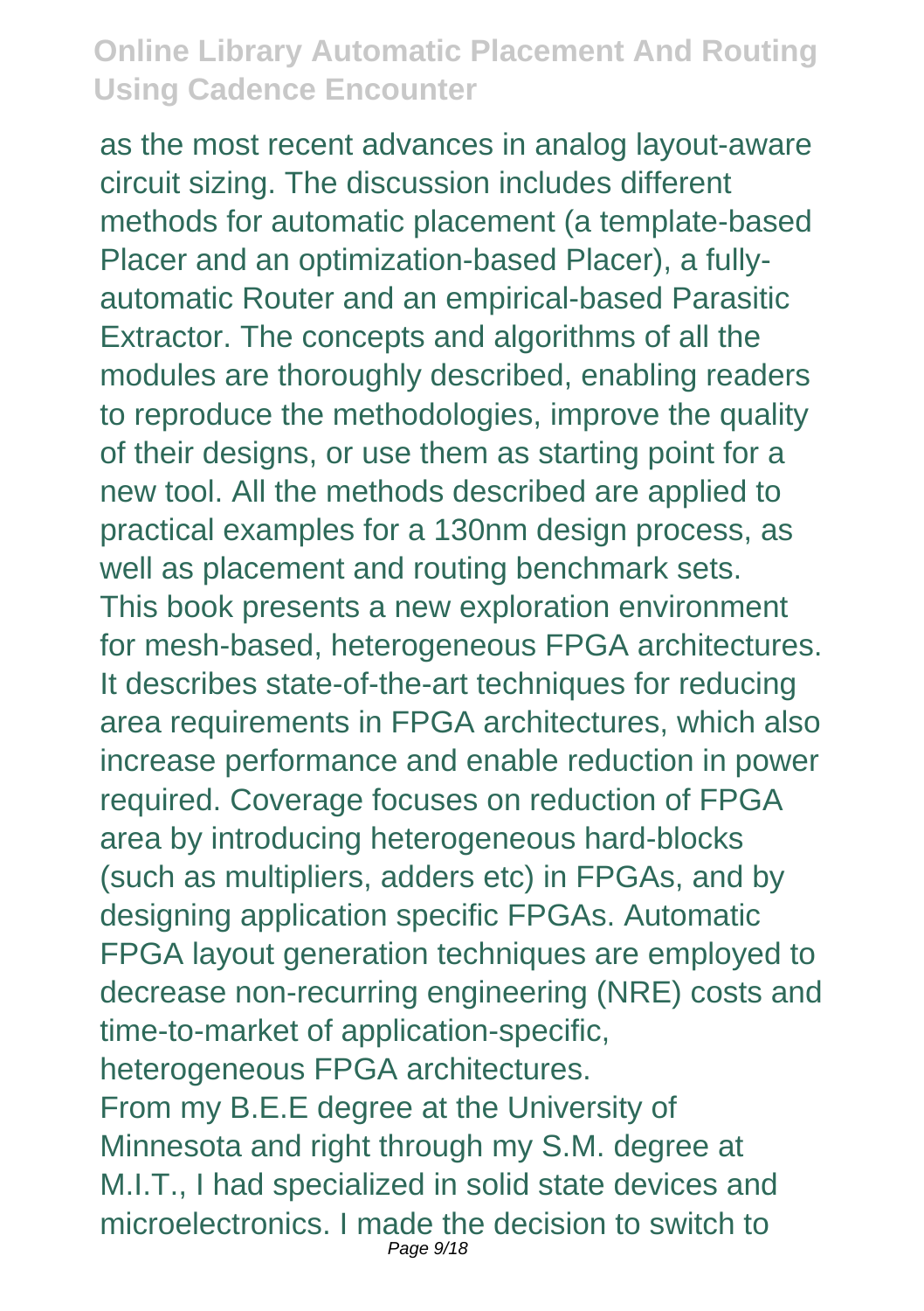as the most recent advances in analog layout-aware circuit sizing. The discussion includes different methods for automatic placement (a template-based Placer and an optimization-based Placer), a fully-automatic Router and an empirical-based Parasitic Extractor. The concepts and algorithms of all the modules are thoroughly described, enabling readers to reproduce the methodologies, improve the quality of their designs, or use them as starting point for a new tool. All the methods described are applied to practical examples for a 130nm design process, as well as placement and routing benchmark sets.

This book presents a new exploration environment for mesh-based, heterogeneous FPGA architectures. It describes state-of-the-art techniques for reducing area requirements in FPGA architectures, which also increase performance and enable reduction in power required. Coverage focuses on reduction of FPGA area by introducing heterogeneous hard-blocks (such as multipliers, adders etc) in FPGAs, and by designing application specific FPGAs. Automatic FPGA layout generation techniques are employed to decrease non-recurring engineering (NRE) costs and time-to-market of application-specific, heterogeneous FPGA architectures.

From my B.E.E degree at the University of Minnesota and right through my S.M. degree at M.I.T., I had specialized in solid state devices and microelectronics. I made the decision to switch to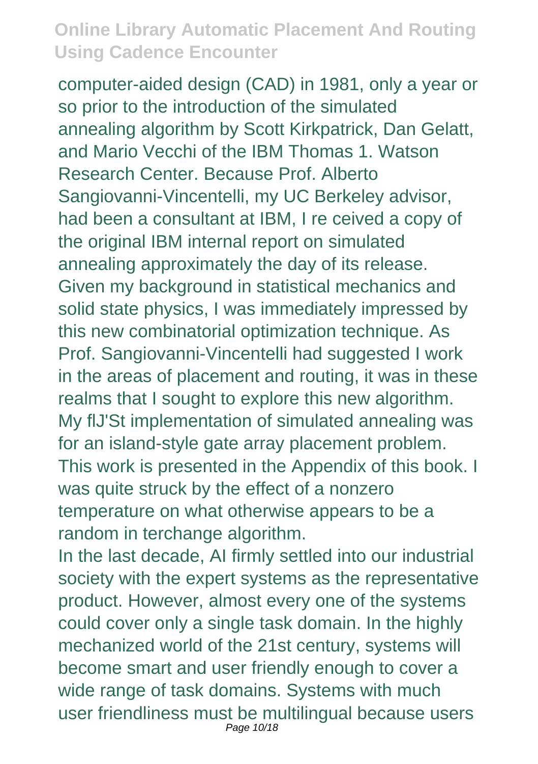computer-aided design (CAD) in 1981, only a year or so prior to the introduction of the simulated annealing algorithm by Scott Kirkpatrick, Dan Gelatt, and Mario Vecchi of the IBM Thomas 1. Watson Research Center. Because Prof. Alberto Sangiovanni-Vincentelli, my UC Berkeley advisor, had been a consultant at IBM, I re ceived a copy of the original IBM internal report on simulated annealing approximately the day of its release. Given my background in statistical mechanics and solid state physics, I was immediately impressed by this new combinatorial optimization technique. As Prof. Sangiovanni-Vincentelli had suggested I work in the areas of placement and routing, it was in these realms that I sought to explore this new algorithm. My flJ'St implementation of simulated annealing was for an island-style gate array placement problem. This work is presented in the Appendix of this book. I was quite struck by the effect of a nonzero temperature on what otherwise appears to be a random in terchange algorithm.

In the last decade, AI firmly settled into our industrial society with the expert systems as the representative product. However, almost every one of the systems could cover only a single task domain. In the highly mechanized world of the 21st century, systems will become smart and user friendly enough to cover a wide range of task domains. Systems with much user friendliness must be multilingual because users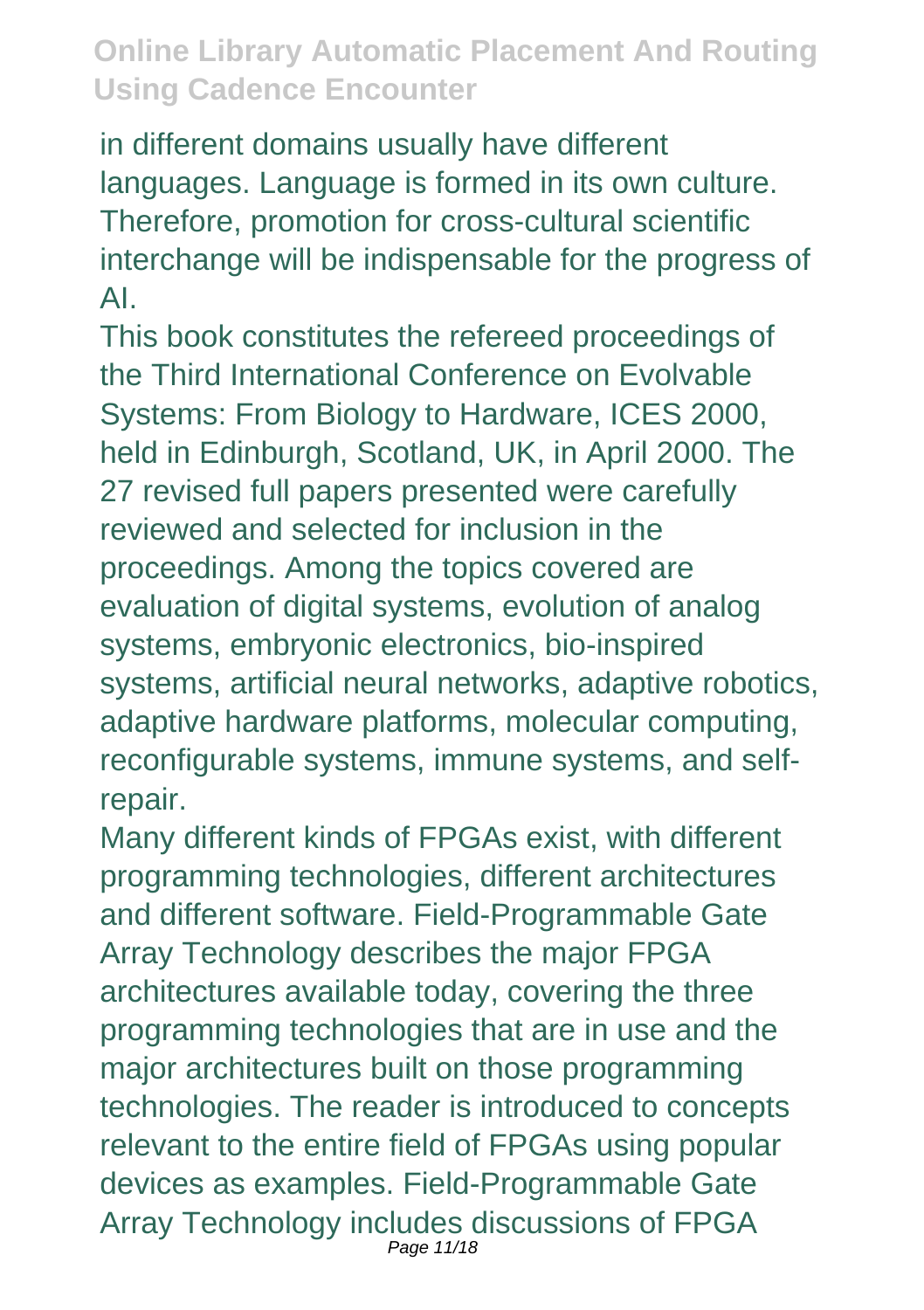in different domains usually have different languages. Language is formed in its own culture. Therefore, promotion for cross-cultural scientific interchange will be indispensable for the progress of AI.

This book constitutes the refereed proceedings of the Third International Conference on Evolvable Systems: From Biology to Hardware, ICES 2000, held in Edinburgh, Scotland, UK, in April 2000. The 27 revised full papers presented were carefully reviewed and selected for inclusion in the proceedings. Among the topics covered are evaluation of digital systems, evolution of analog systems, embryonic electronics, bio-inspired systems, artificial neural networks, adaptive robotics, adaptive hardware platforms, molecular computing, reconfigurable systems, immune systems, and self-repair.

Many different kinds of FPGAs exist, with different programming technologies, different architectures and different software. Field-Programmable Gate Array Technology describes the major FPGA architectures available today, covering the three programming technologies that are in use and the major architectures built on those programming technologies. The reader is introduced to concepts relevant to the entire field of FPGAs using popular devices as examples. Field-Programmable Gate Array Technology includes discussions of FPGA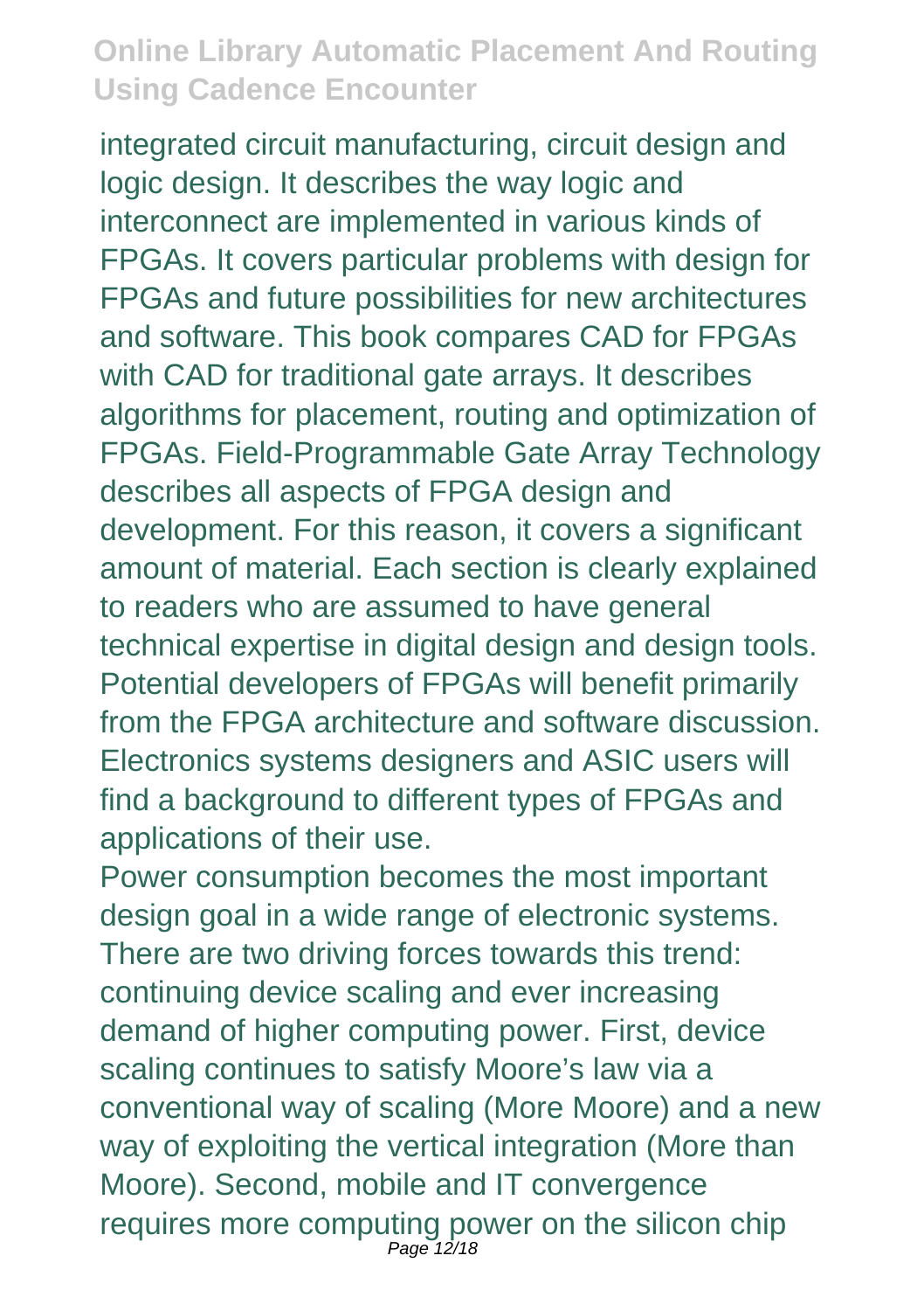integrated circuit manufacturing, circuit design and logic design. It describes the way logic and interconnect are implemented in various kinds of FPGAs. It covers particular problems with design for FPGAs and future possibilities for new architectures and software. This book compares CAD for FPGAs with CAD for traditional gate arrays. It describes algorithms for placement, routing and optimization of FPGAs. Field-Programmable Gate Array Technology describes all aspects of FPGA design and development. For this reason, it covers a significant amount of material. Each section is clearly explained to readers who are assumed to have general technical expertise in digital design and design tools. Potential developers of FPGAs will benefit primarily from the FPGA architecture and software discussion. Electronics systems designers and ASIC users will find a background to different types of FPGAs and applications of their use.

Power consumption becomes the most important design goal in a wide range of electronic systems. There are two driving forces towards this trend: continuing device scaling and ever increasing demand of higher computing power. First, device scaling continues to satisfy Moore's law via a conventional way of scaling (More Moore) and a new way of exploiting the vertical integration (More than Moore). Second, mobile and IT convergence requires more computing power on the silicon chip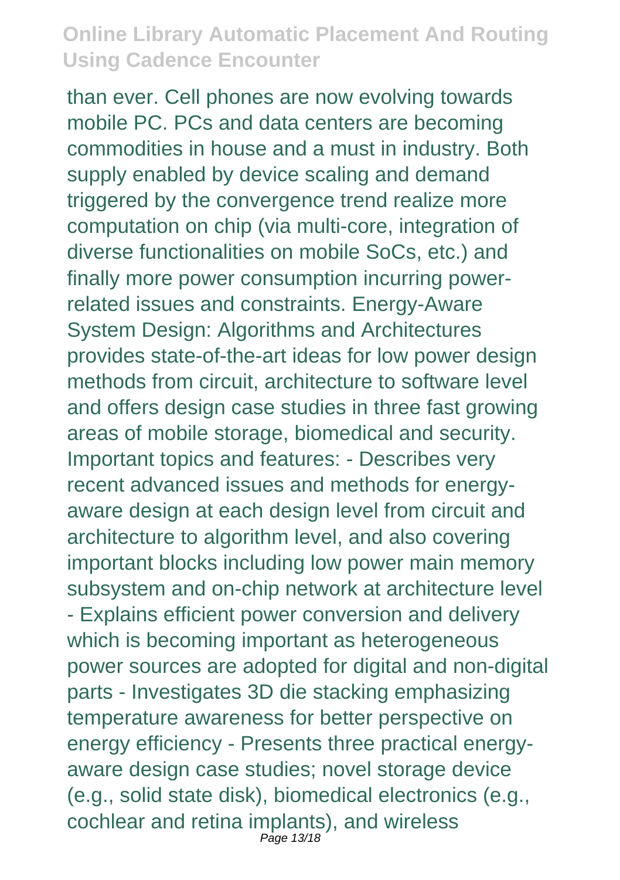than ever. Cell phones are now evolving towards mobile PC. PCs and data centers are becoming commodities in house and a must in industry. Both supply enabled by device scaling and demand triggered by the convergence trend realize more computation on chip (via multi-core, integration of diverse functionalities on mobile SoCs, etc.) and finally more power consumption incurring power-related issues and constraints. Energy-Aware System Design: Algorithms and Architectures provides state-of-the-art ideas for low power design methods from circuit, architecture to software level and offers design case studies in three fast growing areas of mobile storage, biomedical and security. Important topics and features: - Describes very recent advanced issues and methods for energy-aware design at each design level from circuit and architecture to algorithm level, and also covering important blocks including low power main memory subsystem and on-chip network at architecture level - Explains efficient power conversion and delivery which is becoming important as heterogeneous power sources are adopted for digital and non-digital parts - Investigates 3D die stacking emphasizing temperature awareness for better perspective on energy efficiency - Presents three practical energy-aware design case studies; novel storage device (e.g., solid state disk), biomedical electronics (e.g., cochlear and retina implants), and wireless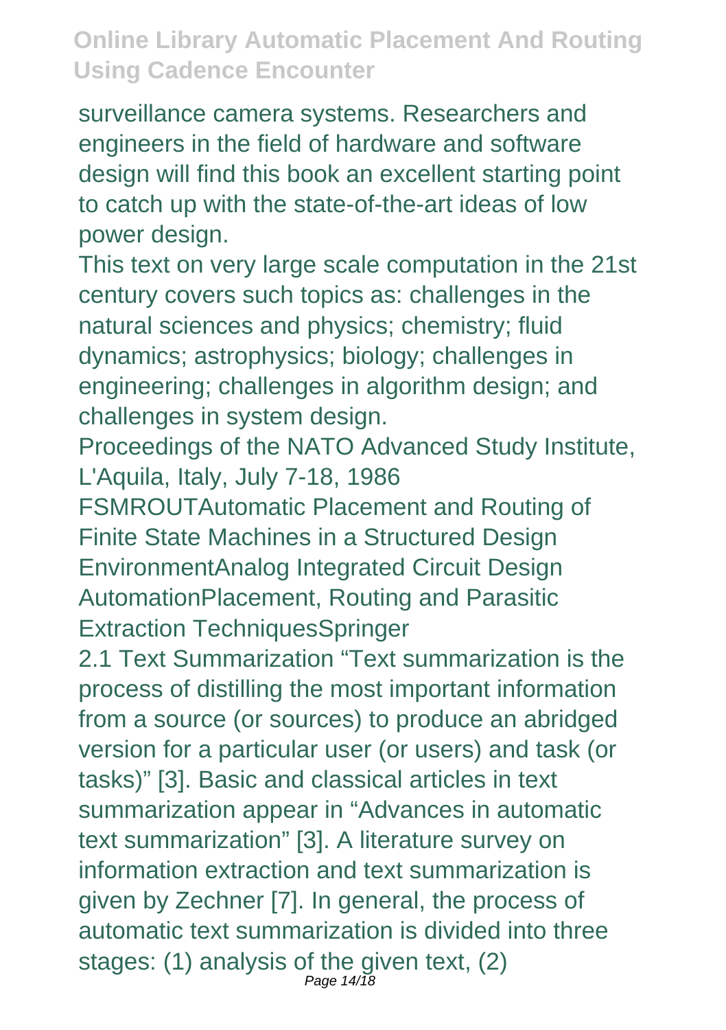surveillance camera systems. Researchers and engineers in the field of hardware and software design will find this book an excellent starting point to catch up with the state-of-the-art ideas of low power design.

This text on very large scale computation in the 21st century covers such topics as: challenges in the natural sciences and physics; chemistry; fluid dynamics; astrophysics; biology; challenges in engineering; challenges in algorithm design; and challenges in system design.

Proceedings of the NATO Advanced Study Institute, L'Aquila, Italy, July 7-18, 1986

FSMROUTAutomatic Placement and Routing of Finite State Machines in a Structured Design EnvironmentAnalog Integrated Circuit Design AutomationPlacement, Routing and Parasitic Extraction TechniquesSpringer

2.1 Text Summarization "Text summarization is the process of distilling the most important information from a source (or sources) to produce an abridged version for a particular user (or users) and task (or tasks)" [3]. Basic and classical articles in text summarization appear in "Advances in automatic text summarization" [3]. A literature survey on information extraction and text summarization is given by Zechner [7]. In general, the process of automatic text summarization is divided into three stages: (1) analysis of the given text, (2)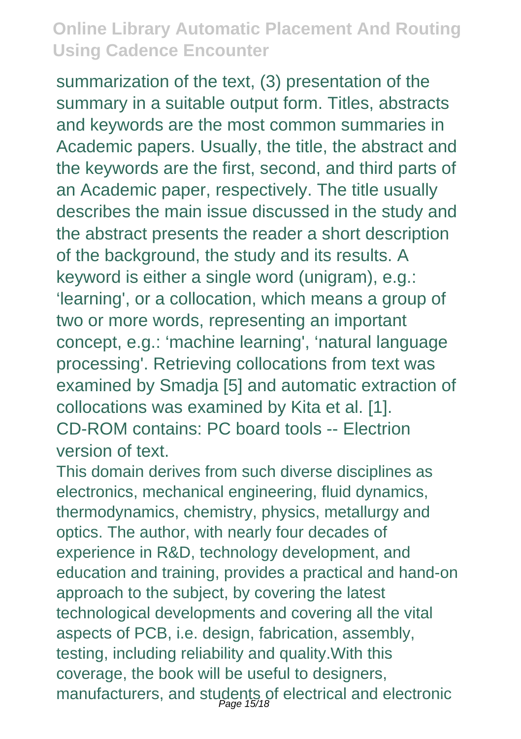summarization of the text, (3) presentation of the summary in a suitable output form. Titles, abstracts and keywords are the most common summaries in Academic papers. Usually, the title, the abstract and the keywords are the first, second, and third parts of an Academic paper, respectively. The title usually describes the main issue discussed in the study and the abstract presents the reader a short description of the background, the study and its results. A keyword is either a single word (unigram), e.g.: 'learning', or a collocation, which means a group of two or more words, representing an important concept, e.g.: 'machine learning', 'natural language processing'. Retrieving collocations from text was examined by Smadja [5] and automatic extraction of collocations was examined by Kita et al. [1].
CD-ROM contains: PC board tools -- Electrion version of text.

This domain derives from such diverse disciplines as electronics, mechanical engineering, fluid dynamics, thermodynamics, chemistry, physics, metallurgy and optics. The author, with nearly four decades of experience in R&D, technology development, and education and training, provides a practical and hand-on approach to the subject, by covering the latest technological developments and covering all the vital aspects of PCB, i.e. design, fabrication, assembly, testing, including reliability and quality.With this coverage, the book will be useful to designers, manufacturers, and students of electrical and electronic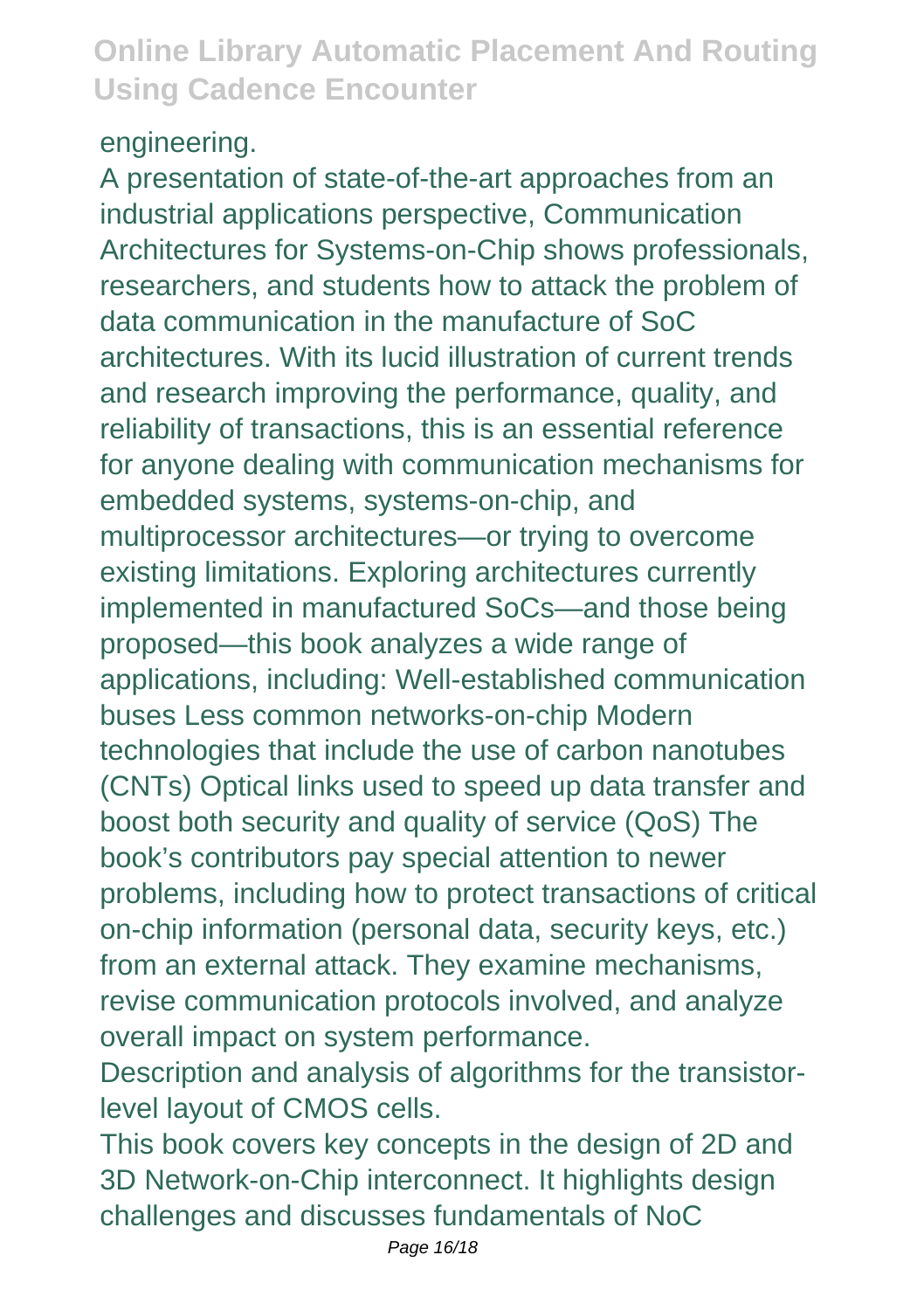engineering.

A presentation of state-of-the-art approaches from an industrial applications perspective, Communication Architectures for Systems-on-Chip shows professionals, researchers, and students how to attack the problem of data communication in the manufacture of SoC architectures. With its lucid illustration of current trends and research improving the performance, quality, and reliability of transactions, this is an essential reference for anyone dealing with communication mechanisms for embedded systems, systems-on-chip, and multiprocessor architectures—or trying to overcome existing limitations. Exploring architectures currently implemented in manufactured SoCs—and those being proposed—this book analyzes a wide range of applications, including: Well-established communication buses Less common networks-on-chip Modern technologies that include the use of carbon nanotubes (CNTs) Optical links used to speed up data transfer and boost both security and quality of service (QoS) The book's contributors pay special attention to newer problems, including how to protect transactions of critical on-chip information (personal data, security keys, etc.) from an external attack. They examine mechanisms, revise communication protocols involved, and analyze overall impact on system performance.

Description and analysis of algorithms for the transistor-level layout of CMOS cells.

This book covers key concepts in the design of 2D and 3D Network-on-Chip interconnect. It highlights design challenges and discusses fundamentals of NoC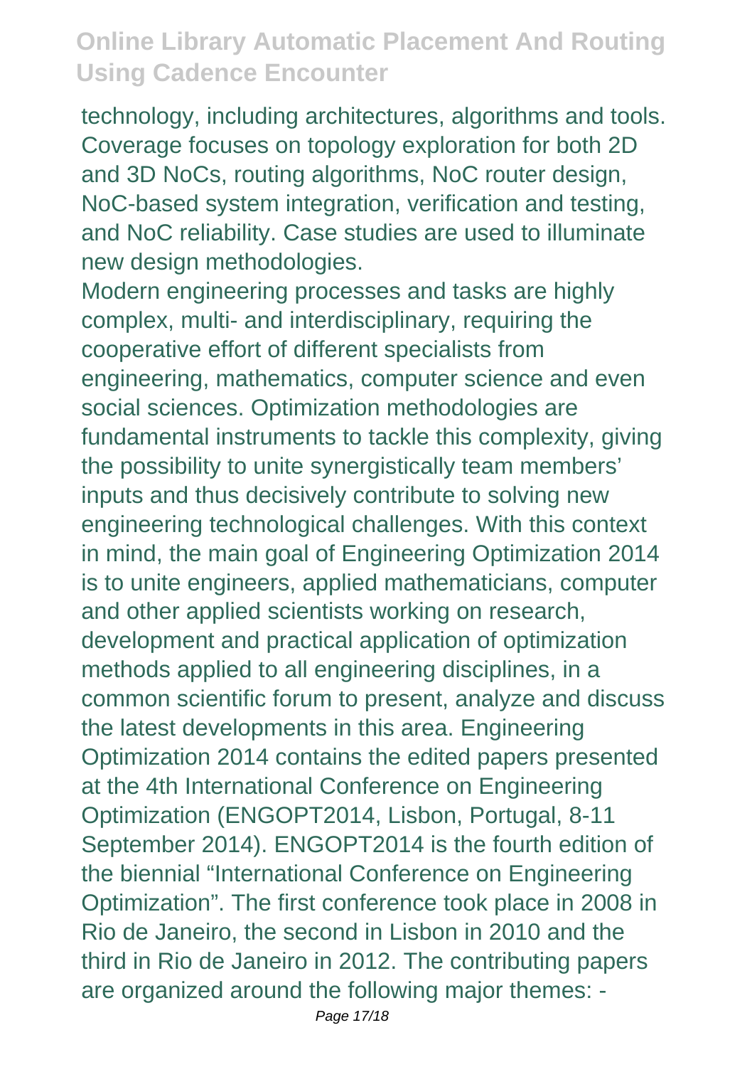technology, including architectures, algorithms and tools. Coverage focuses on topology exploration for both 2D and 3D NoCs, routing algorithms, NoC router design, NoC-based system integration, verification and testing, and NoC reliability. Case studies are used to illuminate new design methodologies.

Modern engineering processes and tasks are highly complex, multi- and interdisciplinary, requiring the cooperative effort of different specialists from engineering, mathematics, computer science and even social sciences. Optimization methodologies are fundamental instruments to tackle this complexity, giving the possibility to unite synergistically team members' inputs and thus decisively contribute to solving new engineering technological challenges. With this context in mind, the main goal of Engineering Optimization 2014 is to unite engineers, applied mathematicians, computer and other applied scientists working on research, development and practical application of optimization methods applied to all engineering disciplines, in a common scientific forum to present, analyze and discuss the latest developments in this area. Engineering Optimization 2014 contains the edited papers presented at the 4th International Conference on Engineering Optimization (ENGOPT2014, Lisbon, Portugal, 8-11 September 2014). ENGOPT2014 is the fourth edition of the biennial "International Conference on Engineering Optimization". The first conference took place in 2008 in Rio de Janeiro, the second in Lisbon in 2010 and the third in Rio de Janeiro in 2012. The contributing papers are organized around the following major themes: -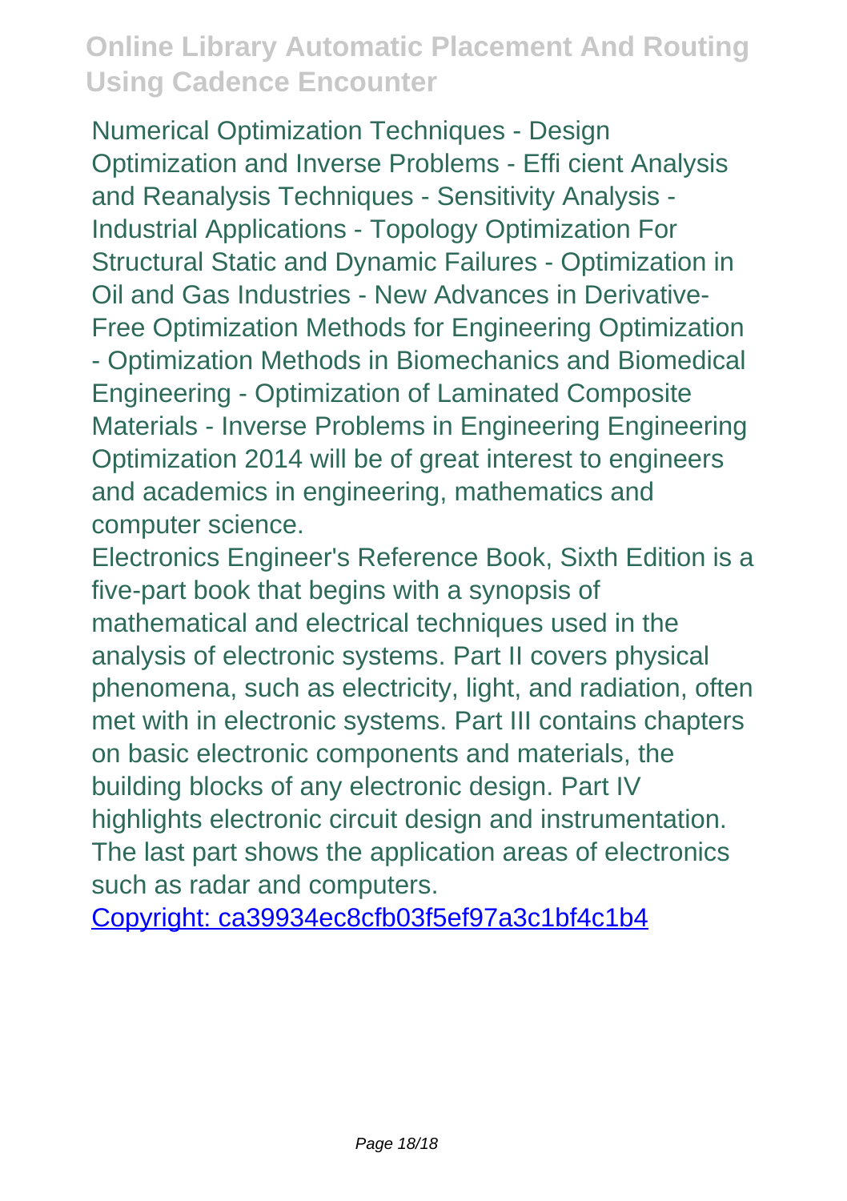Numerical Optimization Techniques - Design Optimization and Inverse Problems - Effi cient Analysis and Reanalysis Techniques - Sensitivity Analysis - Industrial Applications - Topology Optimization For Structural Static and Dynamic Failures - Optimization in Oil and Gas Industries - New Advances in Derivative-Free Optimization Methods for Engineering Optimization - Optimization Methods in Biomechanics and Biomedical Engineering - Optimization of Laminated Composite Materials - Inverse Problems in Engineering Engineering Optimization 2014 will be of great interest to engineers and academics in engineering, mathematics and computer science.

Electronics Engineer's Reference Book, Sixth Edition is a five-part book that begins with a synopsis of mathematical and electrical techniques used in the analysis of electronic systems. Part II covers physical phenomena, such as electricity, light, and radiation, often met with in electronic systems. Part III contains chapters on basic electronic components and materials, the building blocks of any electronic design. Part IV highlights electronic circuit design and instrumentation. The last part shows the application areas of electronics such as radar and computers.

Copyright: ca39934ec8cfb03f5ef97a3c1bf4c1b4